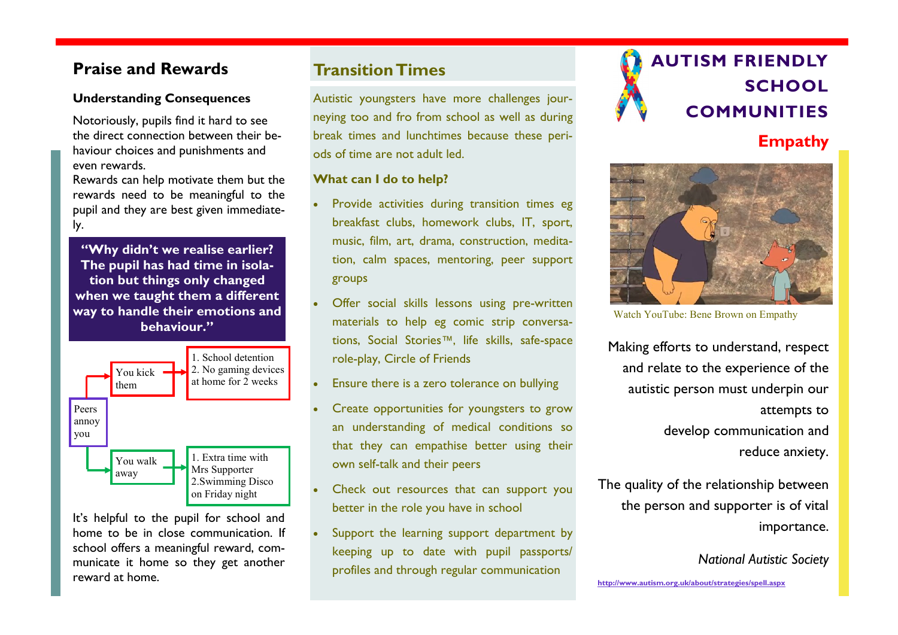## Praise and Rewards

### Understanding Consequences

Notoriously, pupils find it hard to see the direct connection between their behaviour choices and punishments and even rewards.
Rewards can help motivate them but the rewards need to be meaningful to the pupil and they are best given immediately.

**"Why didn't we realise earlier? The pupil has had time in isolation but things only changed when we taught them a different way to handle their emotions and behaviour."**

Peers annoy you
- You kick them → 1. School detention 2. No gaming devices at home for 2 weeks
- You walk away → 1. Extra time with Mrs Supporter 2.Swimming Disco on Friday night

It's helpful to the pupil for school and home to be in close communication. If school offers a meaningful reward, communicate it home so they get another reward at home.

## Transition Times

Autistic youngsters have more challenges journeying too and fro from school as well as during break times and lunchtimes because these periods of time are not adult led.

**What can I do to help?**

- Provide activities during transition times eg breakfast clubs, homework clubs, IT, sport, music, film, art, drama, construction, meditation, calm spaces, mentoring, peer support groups
- Offer social skills lessons using pre-written materials to help eg comic strip conversations, Social Stories™, life skills, safe-space role-play, Circle of Friends
- Ensure there is a zero tolerance on bullying
- Create opportunities for youngsters to grow an understanding of medical conditions so that they can empathise better using their own self-talk and their peers
- Check out resources that can support you better in the role you have in school
- Support the learning support department by keeping up to date with pupil passports/ profiles and through regular communication

# AUTISM FRIENDLY SCHOOL COMMUNITIES

## Empathy

Watch YouTube: Bene Brown on Empathy

Making efforts to understand, respect and relate to the experience of the autistic person must underpin our attempts to develop communication and reduce anxiety.

The quality of the relationship between the person and supporter is of vital importance.

*National Autistic Society*

http://www.autism.org.uk/about/strategies/spell.aspx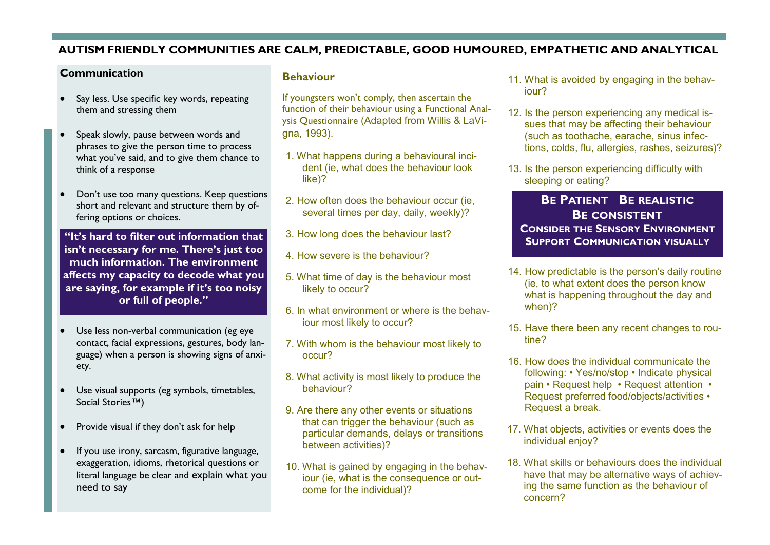# AUTISM FRIENDLY COMMUNITIES ARE CALM, PREDICTABLE, GOOD HUMOURED, EMPATHETIC AND ANALYTICAL

## Communication

- Say less. Use specific key words, repeating them and stressing them
- Speak slowly, pause between words and phrases to give the person time to process what you've said, and to give them chance to think of a response
- Don't use too many questions. Keep questions short and relevant and structure them by offering options or choices.

**"It's hard to filter out information that isn't necessary for me. There's just too much information. The environment affects my capacity to decode what you are saying, for example if it's too noisy or full of people."**

- Use less non-verbal communication (eg eye contact, facial expressions, gestures, body language) when a person is showing signs of anxiety.
- Use visual supports (eg symbols, timetables, Social Stories™)
- Provide visual if they don't ask for help
- If you use irony, sarcasm, figurative language, exaggeration, idioms, rhetorical questions or literal language be clear and explain what you need to say

## Behaviour

If youngsters won't comply, then ascertain the function of their behaviour using a Functional Analysis Questionnaire (Adapted from Willis & LaVigna, 1993).

1. What happens during a behavioural incident (ie, what does the behaviour look like)?
2. How often does the behaviour occur (ie, several times per day, daily, weekly)?
3. How long does the behaviour last?
4. How severe is the behaviour?
5. What time of day is the behaviour most likely to occur?
6. In what environment or where is the behaviour most likely to occur?
7. With whom is the behaviour most likely to occur?
8. What activity is most likely to produce the behaviour?
9. Are there any other events or situations that can trigger the behaviour (such as particular demands, delays or transitions between activities)?
10. What is gained by engaging in the behaviour (ie, what is the consequence or outcome for the individual)?
11. What is avoided by engaging in the behaviour?
12. Is the person experiencing any medical issues that may be affecting their behaviour (such as toothache, earache, sinus infections, colds, flu, allergies, rashes, seizures)?
13. Is the person experiencing difficulty with sleeping or eating?

**BE PATIENT BE REALISTIC**
**BE CONSISTENT**
**CONSIDER THE SENSORY ENVIRONMENT**
**SUPPORT COMMUNICATION VISUALLY**

14. How predictable is the person's daily routine (ie, to what extent does the person know what is happening throughout the day and when)?
15. Have there been any recent changes to routine?
16. How does the individual communicate the following: • Yes/no/stop • Indicate physical pain • Request help • Request attention • Request preferred food/objects/activities • Request a break.
17. What objects, activities or events does the individual enjoy?
18. What skills or behaviours does the individual have that may be alternative ways of achieving the same function as the behaviour of concern?